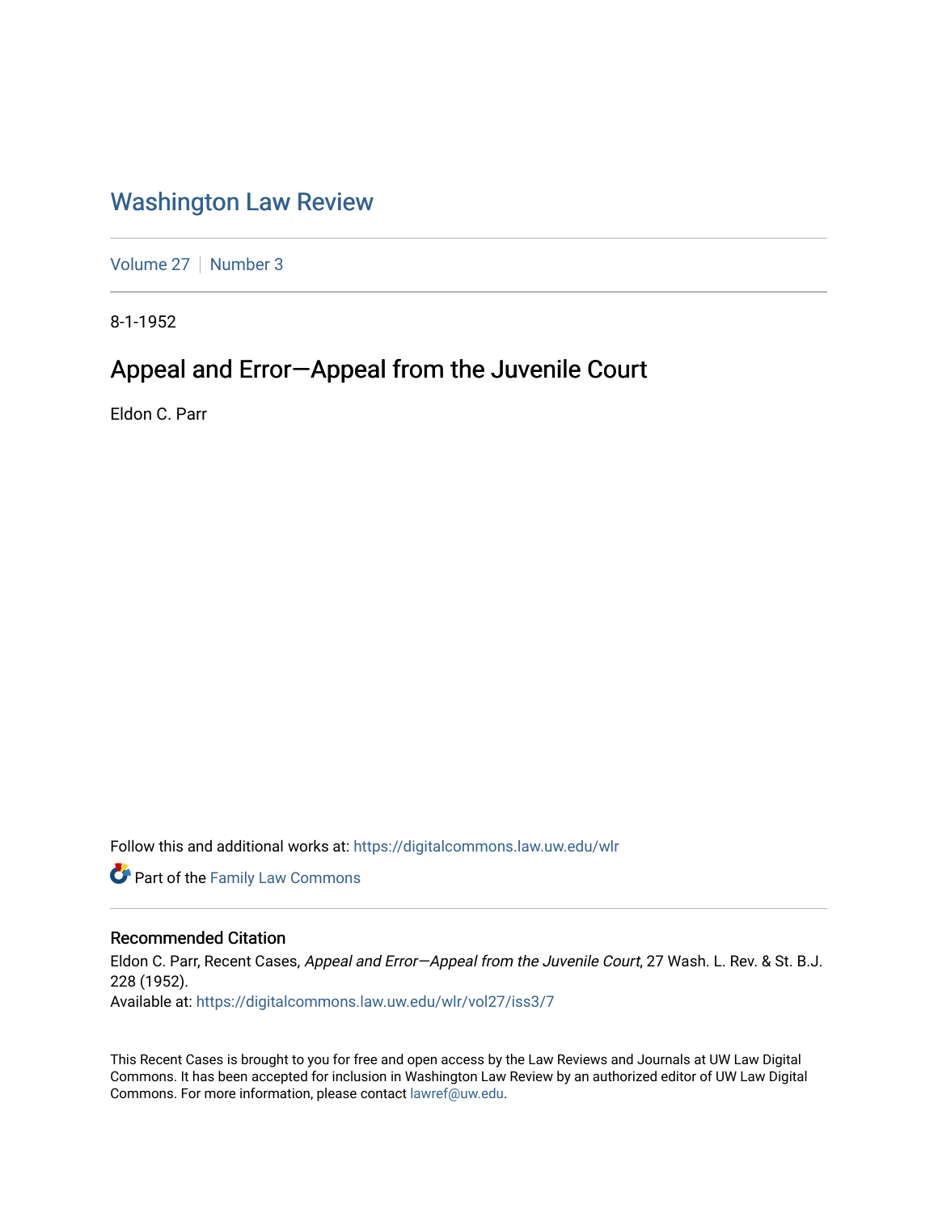# Washington Law Review

Volume 27 | Number 3

8-1-1952

## Appeal and Error—Appeal from the Juvenile Court

Eldon C. Parr

Follow this and additional works at: https://digitalcommons.law.uw.edu/wlr

Part of the Family Law Commons

### Recommended Citation

Eldon C. Parr, Recent Cases, *Appeal and Error—Appeal from the Juvenile Court*, 27 Wash. L. Rev. & St. B.J. 228 (1952).

Available at: https://digitalcommons.law.uw.edu/wlr/vol27/iss3/7

This Recent Cases is brought to you for free and open access by the Law Reviews and Journals at UW Law Digital Commons. It has been accepted for inclusion in Washington Law Review by an authorized editor of UW Law Digital Commons. For more information, please contact lawref@uw.edu.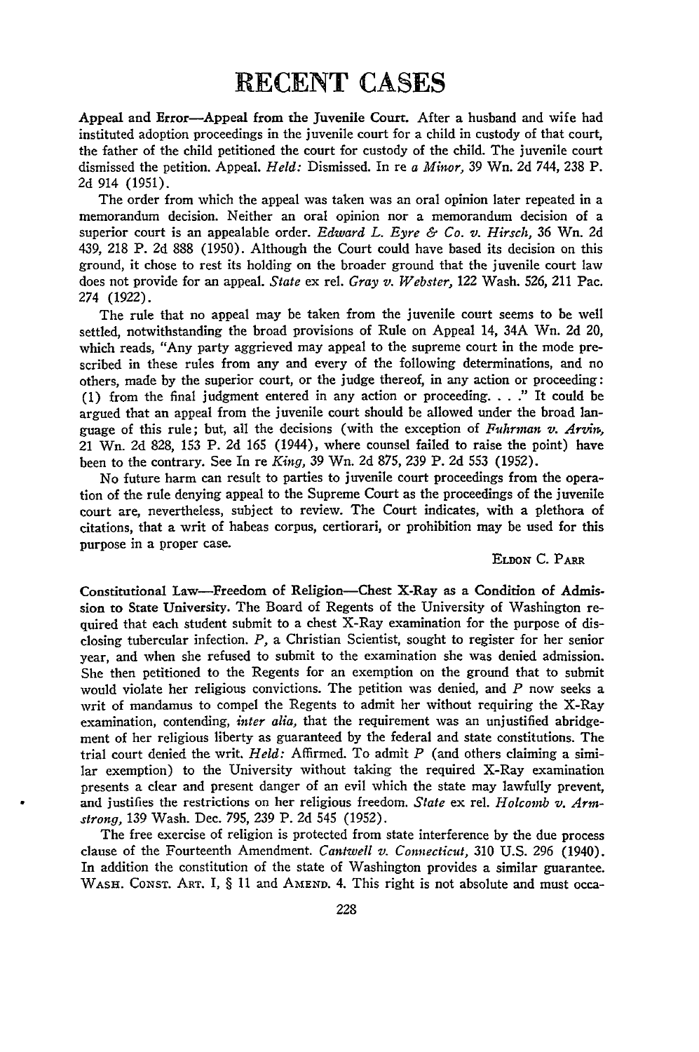# RECENT CASES

**Appeal and Error—Appeal from the Juvenile Court.** After a husband and wife had instituted adoption proceedings in the juvenile court for a child in custody of that court, the father of the child petitioned the court for custody of the child. The juvenile court dismissed the petition. Appeal. *Held:* Dismissed. In re *a Minor,* 39 Wn. 2d 744, 238 P. 2d 914 (1951).

The order from which the appeal was taken was an oral opinion later repeated in a memorandum decision. Neither an oral opinion nor a memorandum decision of a superior court is an appealable order. *Edward L. Eyre & Co. v. Hirsch,* 36 Wn. 2d 439, 218 P. 2d 888 (1950). Although the Court could have based its decision on this ground, it chose to rest its holding on the broader ground that the juvenile court law does not provide for an appeal. *State* ex rel. *Gray v. Webster,* 122 Wash. 526, 211 Pac. 274 (1922).

The rule that no appeal may be taken from the juvenile court seems to be well settled, notwithstanding the broad provisions of Rule on Appeal 14, 34A Wn. 2d 20, which reads, "Any party aggrieved may appeal to the supreme court in the mode prescribed in these rules from any and every of the following determinations, and no others, made by the superior court, or the judge thereof, in any action or proceeding: (1) from the final judgment entered in any action or proceeding. . . ." It could be argued that an appeal from the juvenile court should be allowed under the broad language of this rule; but, all the decisions (with the exception of *Fuhrman v. Arvin,* 21 Wn. 2d 828, 153 P. 2d 165 (1944), where counsel failed to raise the point) have been to the contrary. See In re *King,* 39 Wn. 2d 875, 239 P. 2d 553 (1952).

No future harm can result to parties to juvenile court proceedings from the operation of the rule denying appeal to the Supreme Court as the proceedings of the juvenile court are, nevertheless, subject to review. The Court indicates, with a plethora of citations, that a writ of habeas corpus, certiorari, or prohibition may be used for this purpose in a proper case.

ELDON C. PARR

**Constitutional Law—Freedom of Religion—Chest X-Ray as a Condition of Admission to State University.** The Board of Regents of the University of Washington required that each student submit to a chest X-Ray examination for the purpose of disclosing tubercular infection. *P,* a Christian Scientist, sought to register for her senior year, and when she refused to submit to the examination she was denied admission. She then petitioned to the Regents for an exemption on the ground that to submit would violate her religious convictions. The petition was denied, and *P* now seeks a writ of mandamus to compel the Regents to admit her without requiring the X-Ray examination, contending, *inter alia,* that the requirement was an unjustified abridgement of her religious liberty as guaranteed by the federal and state constitutions. The trial court denied the writ. *Held:* Affirmed. To admit *P* (and others claiming a similar exemption) to the University without taking the required X-Ray examination presents a clear and present danger of an evil which the state may lawfully prevent, and justifies the restrictions on her religious freedom. *State* ex rel. *Holcomb v. Armstrong,* 139 Wash. Dec. 795, 239 P. 2d 545 (1952).

The free exercise of religion is protected from state interference by the due process clause of the Fourteenth Amendment. *Cantwell v. Connecticut,* 310 U.S. 296 (1940). In addition the constitution of the state of Washington provides a similar guarantee. WASH. CONST. ART. I, § 11 and AMEND. 4. This right is not absolute and must occa-